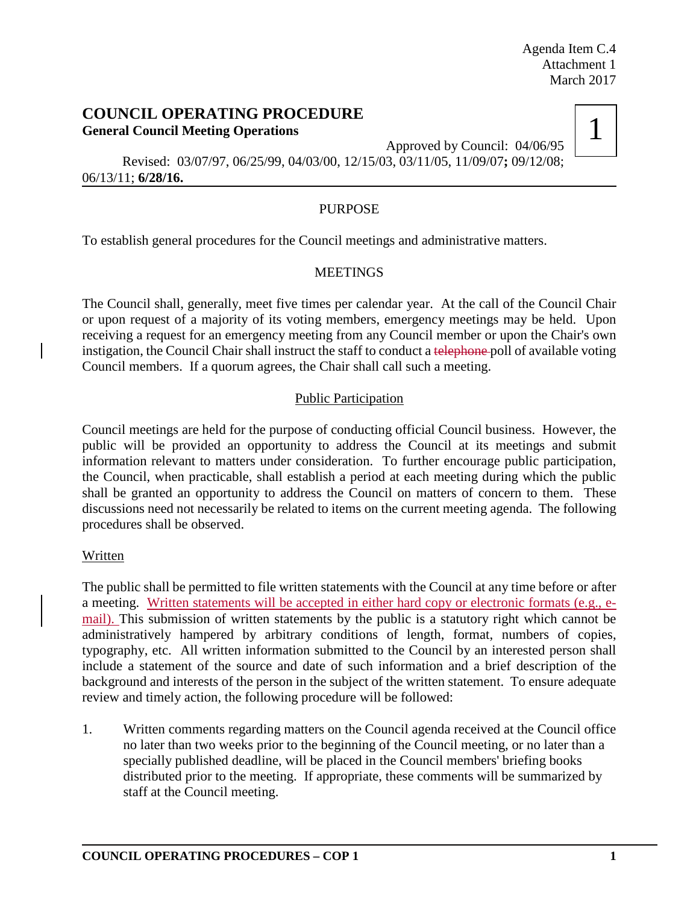Agenda Item C.4
Attachment 1
March 2017

# COUNCIL OPERATING PROCEDURE

**General Council Meeting Operations**

1

Approved by Council: 04/06/95

Revised: 03/07/97, 06/25/99, 04/03/00, 12/15/03, 03/11/05, 11/09/07**;** 09/12/08; 06/13/11; **6/28/16.**

## PURPOSE

To establish general procedures for the Council meetings and administrative matters.

## MEETINGS

The Council shall, generally, meet five times per calendar year. At the call of the Council Chair or upon request of a majority of its voting members, emergency meetings may be held. Upon receiving a request for an emergency meeting from any Council member or upon the Chair's own instigation, the Council Chair shall instruct the staff to conduct a ~~telephone~~ poll of available voting Council members. If a quorum agrees, the Chair shall call such a meeting.

### Public Participation

Council meetings are held for the purpose of conducting official Council business. However, the public will be provided an opportunity to address the Council at its meetings and submit information relevant to matters under consideration. To further encourage public participation, the Council, when practicable, shall establish a period at each meeting during which the public shall be granted an opportunity to address the Council on matters of concern to them. These discussions need not necessarily be related to items on the current meeting agenda. The following procedures shall be observed.

#### Written

The public shall be permitted to file written statements with the Council at any time before or after a meeting. Written statements will be accepted in either hard copy or electronic formats (e.g., e-mail). This submission of written statements by the public is a statutory right which cannot be administratively hampered by arbitrary conditions of length, format, numbers of copies, typography, etc. All written information submitted to the Council by an interested person shall include a statement of the source and date of such information and a brief description of the background and interests of the person in the subject of the written statement. To ensure adequate review and timely action, the following procedure will be followed:

1. Written comments regarding matters on the Council agenda received at the Council office no later than two weeks prior to the beginning of the Council meeting, or no later than a specially published deadline, will be placed in the Council members' briefing books distributed prior to the meeting. If appropriate, these comments will be summarized by staff at the Council meeting.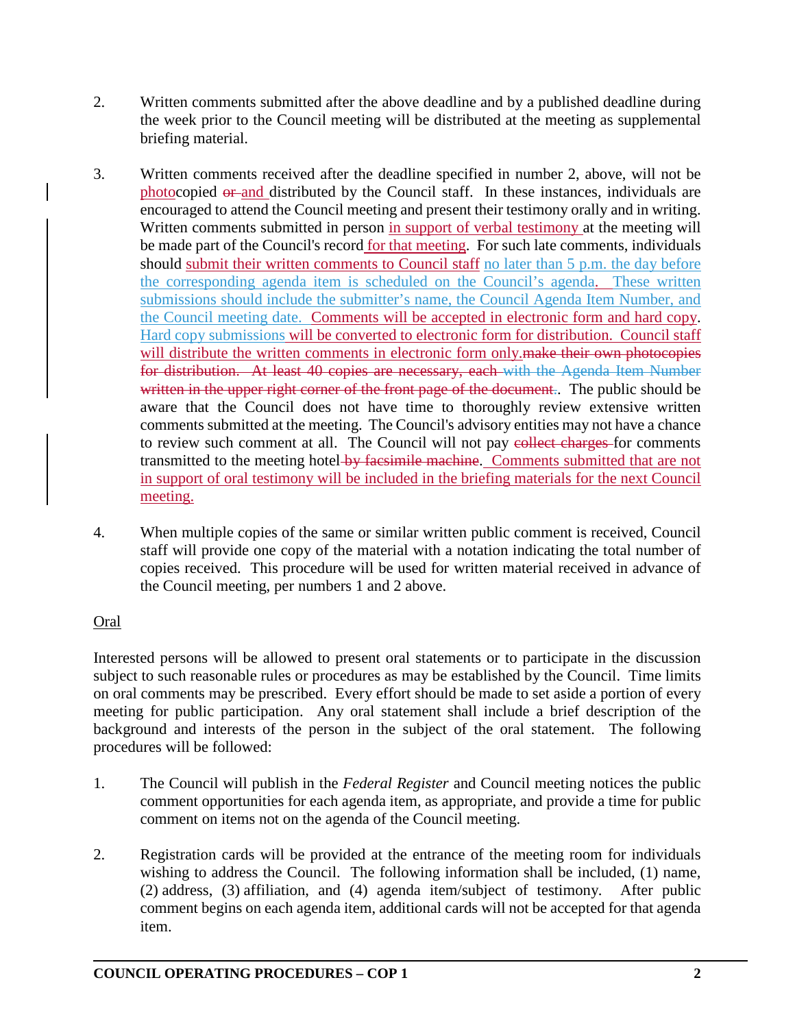2. Written comments submitted after the above deadline and by a published deadline during the week prior to the Council meeting will be distributed at the meeting as supplemental briefing material.

3. Written comments received after the deadline specified in number 2, above, will not be photocopied ~~or~~ and distributed by the Council staff. In these instances, individuals are encouraged to attend the Council meeting and present their testimony orally and in writing. Written comments submitted in person in support of verbal testimony at the meeting will be made part of the Council's record for that meeting. For such late comments, individuals should submit their written comments to Council staff no later than 5 p.m. the day before the corresponding agenda item is scheduled on the Council's agenda. These written submissions should include the submitter's name, the Council Agenda Item Number, and the Council meeting date. Comments will be accepted in electronic form and hard copy. Hard copy submissions will be converted to electronic form for distribution. Council staff will distribute the written comments in electronic form only.~~make their own photocopies for distribution. At least 40 copies are necessary, each~~ with the Agenda Item Number ~~written in the upper right corner of the front page of the document.~~. The public should be aware that the Council does not have time to thoroughly review extensive written comments submitted at the meeting. The Council's advisory entities may not have a chance to review such comment at all. The Council will not pay ~~collect charges~~ for comments transmitted to the meeting hotel ~~by facsimile machine~~. Comments submitted that are not in support of oral testimony will be included in the briefing materials for the next Council meeting.

4. When multiple copies of the same or similar written public comment is received, Council staff will provide one copy of the material with a notation indicating the total number of copies received. This procedure will be used for written material received in advance of the Council meeting, per numbers 1 and 2 above.

Oral

Interested persons will be allowed to present oral statements or to participate in the discussion subject to such reasonable rules or procedures as may be established by the Council. Time limits on oral comments may be prescribed. Every effort should be made to set aside a portion of every meeting for public participation. Any oral statement shall include a brief description of the background and interests of the person in the subject of the oral statement. The following procedures will be followed:

1. The Council will publish in the *Federal Register* and Council meeting notices the public comment opportunities for each agenda item, as appropriate, and provide a time for public comment on items not on the agenda of the Council meeting.

2. Registration cards will be provided at the entrance of the meeting room for individuals wishing to address the Council. The following information shall be included, (1) name, (2) address, (3) affiliation, and (4) agenda item/subject of testimony. After public comment begins on each agenda item, additional cards will not be accepted for that agenda item.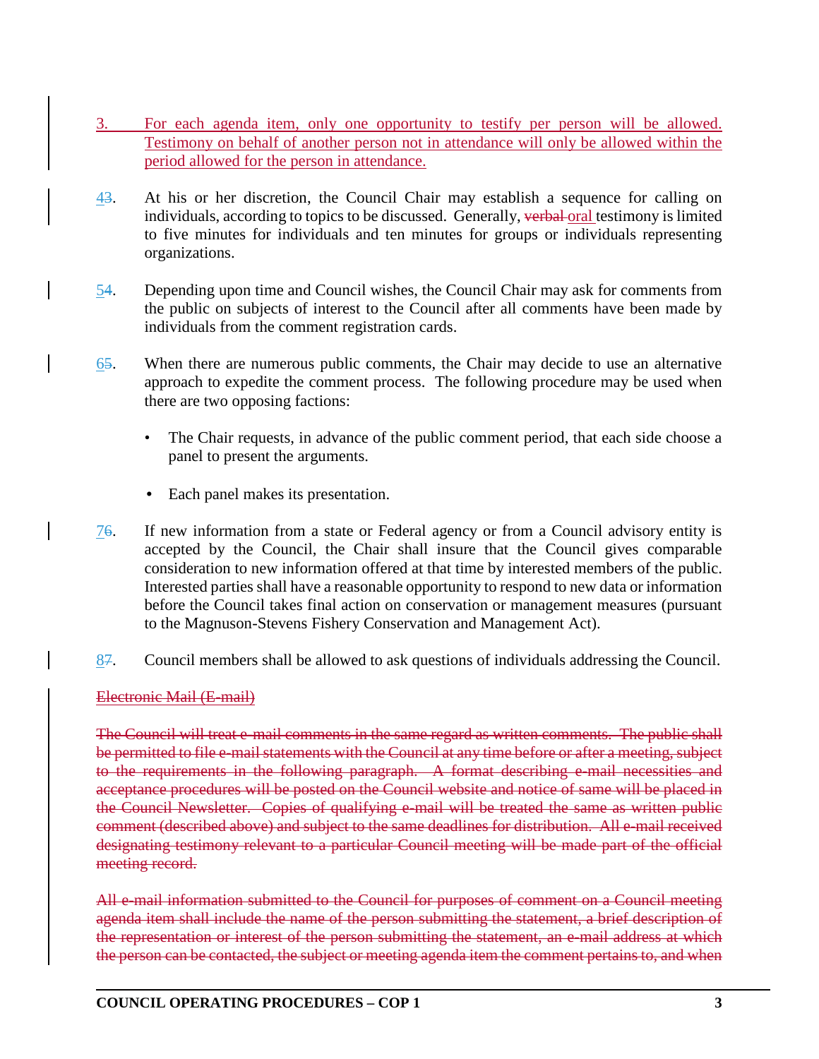3. For each agenda item, only one opportunity to testify per person will be allowed. Testimony on behalf of another person not in attendance will only be allowed within the period allowed for the person in attendance.

43. At his or her discretion, the Council Chair may establish a sequence for calling on individuals, according to topics to be discussed. Generally, ~~verbal~~ oral testimony is limited to five minutes for individuals and ten minutes for groups or individuals representing organizations.

54. Depending upon time and Council wishes, the Council Chair may ask for comments from the public on subjects of interest to the Council after all comments have been made by individuals from the comment registration cards.

65. When there are numerous public comments, the Chair may decide to use an alternative approach to expedite the comment process. The following procedure may be used when there are two opposing factions:

   - The Chair requests, in advance of the public comment period, that each side choose a panel to present the arguments.
   - Each panel makes its presentation.

76. If new information from a state or Federal agency or from a Council advisory entity is accepted by the Council, the Chair shall insure that the Council gives comparable consideration to new information offered at that time by interested members of the public. Interested parties shall have a reasonable opportunity to respond to new data or information before the Council takes final action on conservation or management measures (pursuant to the Magnuson-Stevens Fishery Conservation and Management Act).

87. Council members shall be allowed to ask questions of individuals addressing the Council.

~~Electronic Mail (E-mail)~~

~~The Council will treat e-mail comments in the same regard as written comments. The public shall be permitted to file e-mail statements with the Council at any time before or after a meeting, subject to the requirements in the following paragraph. A format describing e-mail necessities and acceptance procedures will be posted on the Council website and notice of same will be placed in the Council Newsletter. Copies of qualifying e-mail will be treated the same as written public comment (described above) and subject to the same deadlines for distribution. All e-mail received designating testimony relevant to a particular Council meeting will be made part of the official meeting record.~~

~~All e-mail information submitted to the Council for purposes of comment on a Council meeting agenda item shall include the name of the person submitting the statement, a brief description of the representation or interest of the person submitting the statement, an e-mail address at which the person can be contacted, the subject or meeting agenda item the comment pertains to, and when~~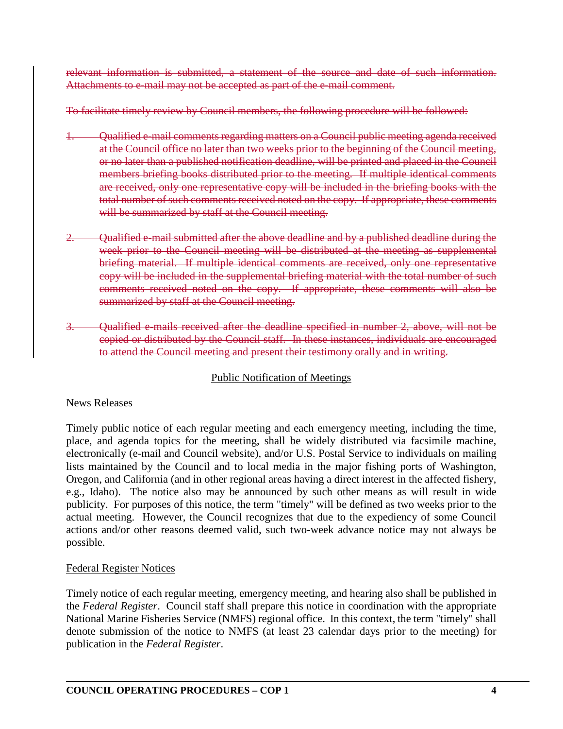~~relevant information is submitted, a statement of the source and date of such information. Attachments to e-mail may not be accepted as part of the e-mail comment.~~

~~To facilitate timely review by Council members, the following procedure will be followed:~~

1. ~~Qualified e-mail comments regarding matters on a Council public meeting agenda received at the Council office no later than two weeks prior to the beginning of the Council meeting, or no later than a published notification deadline, will be printed and placed in the Council members briefing books distributed prior to the meeting. If multiple identical comments are received, only one representative copy will be included in the briefing books with the total number of such comments received noted on the copy. If appropriate, these comments will be summarized by staff at the Council meeting.~~

2. ~~Qualified e-mail submitted after the above deadline and by a published deadline during the week prior to the Council meeting will be distributed at the meeting as supplemental briefing material. If multiple identical comments are received, only one representative copy will be included in the supplemental briefing material with the total number of such comments received noted on the copy. If appropriate, these comments will also be summarized by staff at the Council meeting.~~

3. ~~Qualified e-mails received after the deadline specified in number 2, above, will not be copied or distributed by the Council staff. In these instances, individuals are encouraged to attend the Council meeting and present their testimony orally and in writing.~~

## Public Notification of Meetings

### News Releases

Timely public notice of each regular meeting and each emergency meeting, including the time, place, and agenda topics for the meeting, shall be widely distributed via facsimile machine, electronically (e-mail and Council website), and/or U.S. Postal Service to individuals on mailing lists maintained by the Council and to local media in the major fishing ports of Washington, Oregon, and California (and in other regional areas having a direct interest in the affected fishery, e.g., Idaho). The notice also may be announced by such other means as will result in wide publicity. For purposes of this notice, the term "timely" will be defined as two weeks prior to the actual meeting. However, the Council recognizes that due to the expediency of some Council actions and/or other reasons deemed valid, such two-week advance notice may not always be possible.

### Federal Register Notices

Timely notice of each regular meeting, emergency meeting, and hearing also shall be published in the *Federal Register*. Council staff shall prepare this notice in coordination with the appropriate National Marine Fisheries Service (NMFS) regional office. In this context, the term "timely" shall denote submission of the notice to NMFS (at least 23 calendar days prior to the meeting) for publication in the *Federal Register*.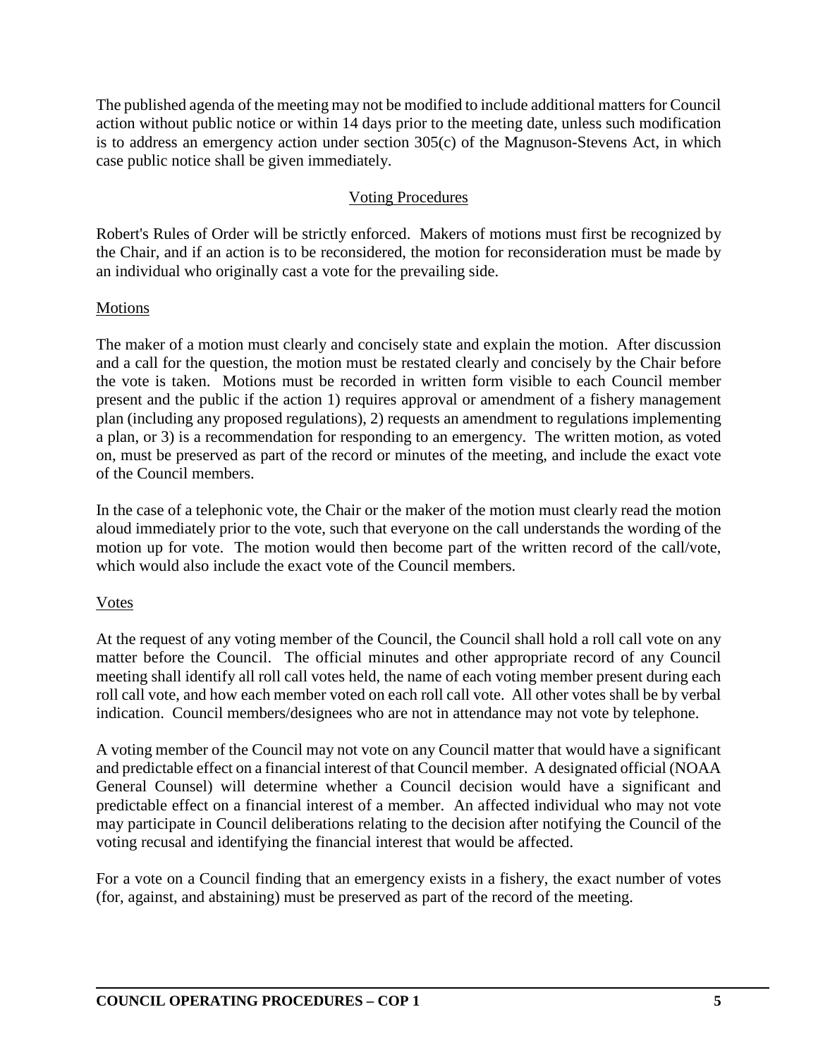The published agenda of the meeting may not be modified to include additional matters for Council action without public notice or within 14 days prior to the meeting date, unless such modification is to address an emergency action under section 305(c) of the Magnuson-Stevens Act, in which case public notice shall be given immediately.

## Voting Procedures

Robert's Rules of Order will be strictly enforced. Makers of motions must first be recognized by the Chair, and if an action is to be reconsidered, the motion for reconsideration must be made by an individual who originally cast a vote for the prevailing side.

### Motions

The maker of a motion must clearly and concisely state and explain the motion. After discussion and a call for the question, the motion must be restated clearly and concisely by the Chair before the vote is taken. Motions must be recorded in written form visible to each Council member present and the public if the action 1) requires approval or amendment of a fishery management plan (including any proposed regulations), 2) requests an amendment to regulations implementing a plan, or 3) is a recommendation for responding to an emergency. The written motion, as voted on, must be preserved as part of the record or minutes of the meeting, and include the exact vote of the Council members.

In the case of a telephonic vote, the Chair or the maker of the motion must clearly read the motion aloud immediately prior to the vote, such that everyone on the call understands the wording of the motion up for vote. The motion would then become part of the written record of the call/vote, which would also include the exact vote of the Council members.

### Votes

At the request of any voting member of the Council, the Council shall hold a roll call vote on any matter before the Council. The official minutes and other appropriate record of any Council meeting shall identify all roll call votes held, the name of each voting member present during each roll call vote, and how each member voted on each roll call vote. All other votes shall be by verbal indication. Council members/designees who are not in attendance may not vote by telephone.

A voting member of the Council may not vote on any Council matter that would have a significant and predictable effect on a financial interest of that Council member. A designated official (NOAA General Counsel) will determine whether a Council decision would have a significant and predictable effect on a financial interest of a member. An affected individual who may not vote may participate in Council deliberations relating to the decision after notifying the Council of the voting recusal and identifying the financial interest that would be affected.

For a vote on a Council finding that an emergency exists in a fishery, the exact number of votes (for, against, and abstaining) must be preserved as part of the record of the meeting.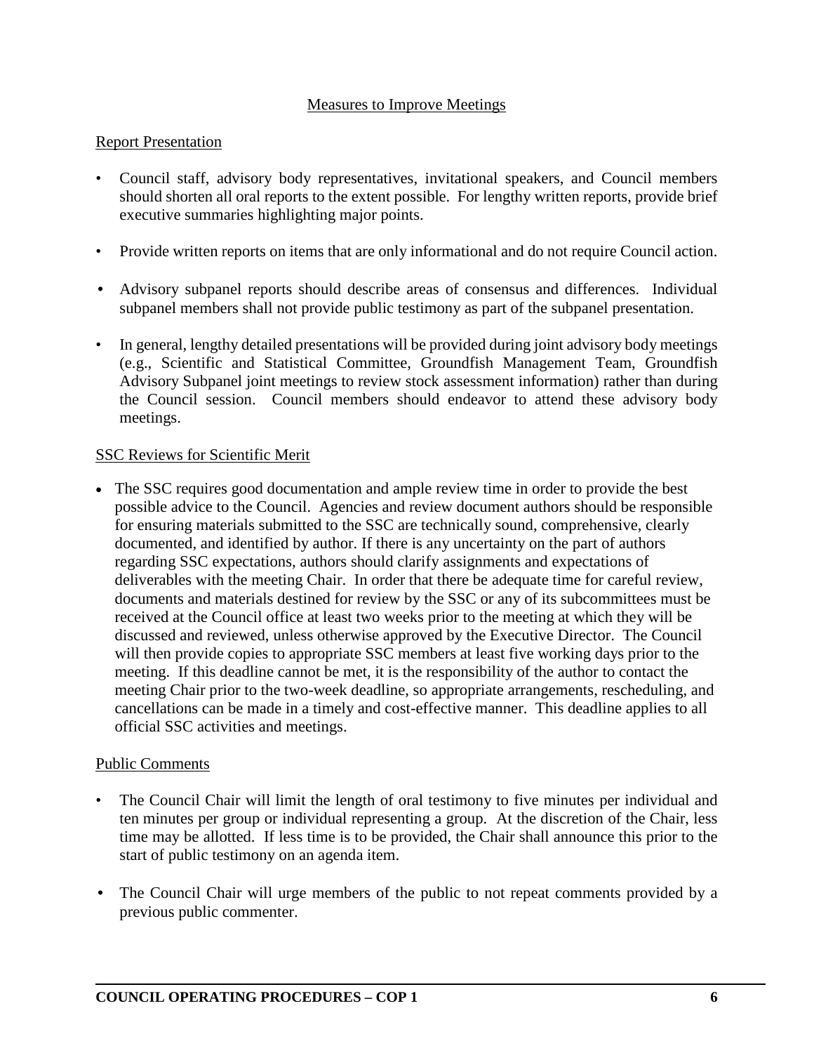## Measures to Improve Meetings

### Report Presentation

- Council staff, advisory body representatives, invitational speakers, and Council members should shorten all oral reports to the extent possible. For lengthy written reports, provide brief executive summaries highlighting major points.
- Provide written reports on items that are only informational and do not require Council action.
- Advisory subpanel reports should describe areas of consensus and differences. Individual subpanel members shall not provide public testimony as part of the subpanel presentation.
- In general, lengthy detailed presentations will be provided during joint advisory body meetings (e.g., Scientific and Statistical Committee, Groundfish Management Team, Groundfish Advisory Subpanel joint meetings to review stock assessment information) rather than during the Council session. Council members should endeavor to attend these advisory body meetings.

### SSC Reviews for Scientific Merit

- The SSC requires good documentation and ample review time in order to provide the best possible advice to the Council. Agencies and review document authors should be responsible for ensuring materials submitted to the SSC are technically sound, comprehensive, clearly documented, and identified by author. If there is any uncertainty on the part of authors regarding SSC expectations, authors should clarify assignments and expectations of deliverables with the meeting Chair. In order that there be adequate time for careful review, documents and materials destined for review by the SSC or any of its subcommittees must be received at the Council office at least two weeks prior to the meeting at which they will be discussed and reviewed, unless otherwise approved by the Executive Director. The Council will then provide copies to appropriate SSC members at least five working days prior to the meeting. If this deadline cannot be met, it is the responsibility of the author to contact the meeting Chair prior to the two-week deadline, so appropriate arrangements, rescheduling, and cancellations can be made in a timely and cost-effective manner. This deadline applies to all official SSC activities and meetings.

### Public Comments

- The Council Chair will limit the length of oral testimony to five minutes per individual and ten minutes per group or individual representing a group. At the discretion of the Chair, less time may be allotted. If less time is to be provided, the Chair shall announce this prior to the start of public testimony on an agenda item.
- The Council Chair will urge members of the public to not repeat comments provided by a previous public commenter.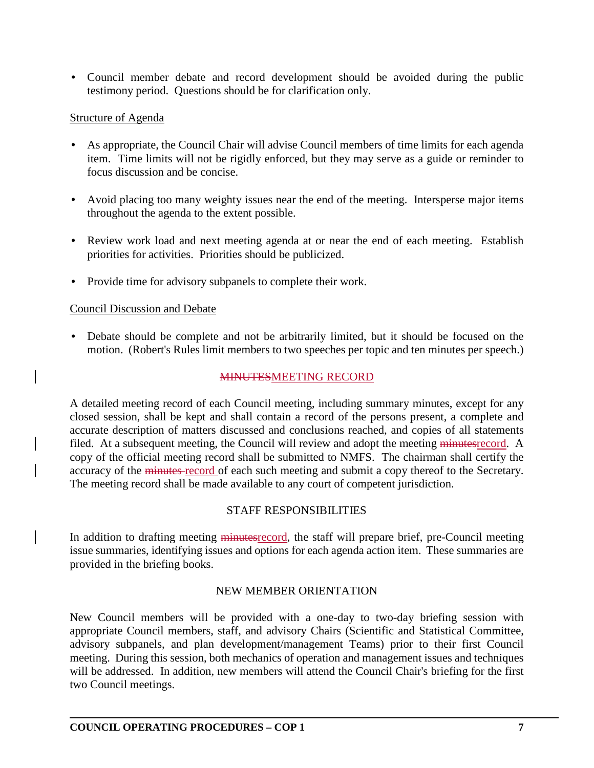- Council member debate and record development should be avoided during the public testimony period. Questions should be for clarification only.

Structure of Agenda

- As appropriate, the Council Chair will advise Council members of time limits for each agenda item. Time limits will not be rigidly enforced, but they may serve as a guide or reminder to focus discussion and be concise.

- Avoid placing too many weighty issues near the end of the meeting. Intersperse major items throughout the agenda to the extent possible.

- Review work load and next meeting agenda at or near the end of each meeting. Establish priorities for activities. Priorities should be publicized.

- Provide time for advisory subpanels to complete their work.

Council Discussion and Debate

- Debate should be complete and not be arbitrarily limited, but it should be focused on the motion. (Robert's Rules limit members to two speeches per topic and ten minutes per speech.)

## ~~MINUTES~~MEETING RECORD

A detailed meeting record of each Council meeting, including summary minutes, except for any closed session, shall be kept and shall contain a record of the persons present, a complete and accurate description of matters discussed and conclusions reached, and copies of all statements filed. At a subsequent meeting, the Council will review and adopt the meeting ~~minutes~~record. A copy of the official meeting record shall be submitted to NMFS. The chairman shall certify the accuracy of the ~~minutes~~ record of each such meeting and submit a copy thereof to the Secretary. The meeting record shall be made available to any court of competent jurisdiction.

## STAFF RESPONSIBILITIES

In addition to drafting meeting ~~minutes~~record, the staff will prepare brief, pre-Council meeting issue summaries, identifying issues and options for each agenda action item. These summaries are provided in the briefing books.

## NEW MEMBER ORIENTATION

New Council members will be provided with a one-day to two-day briefing session with appropriate Council members, staff, and advisory Chairs (Scientific and Statistical Committee, advisory subpanels, and plan development/management Teams) prior to their first Council meeting. During this session, both mechanics of operation and management issues and techniques will be addressed. In addition, new members will attend the Council Chair's briefing for the first two Council meetings.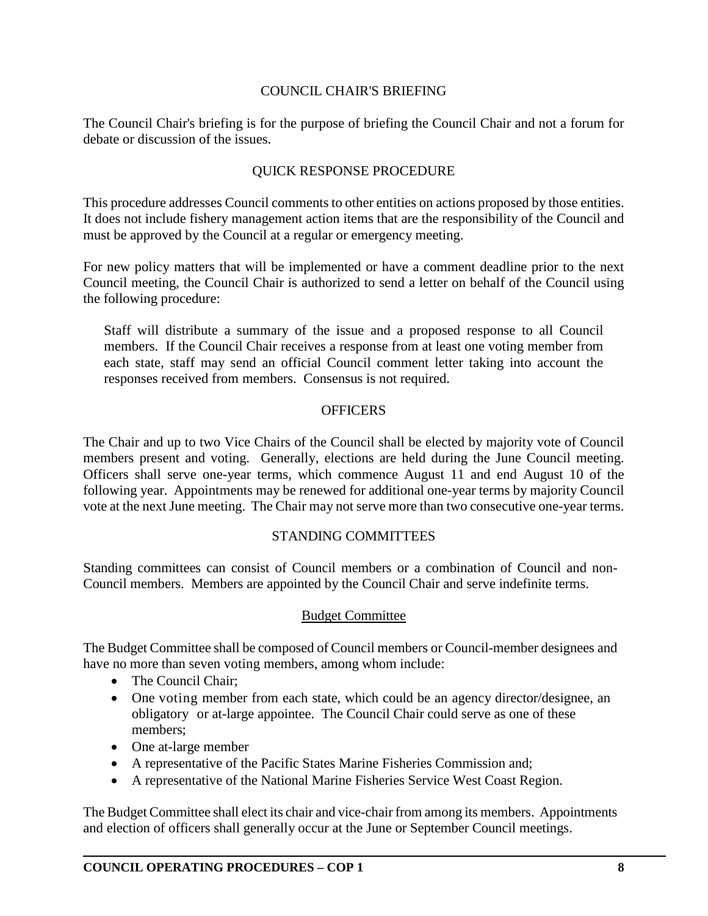## COUNCIL CHAIR'S BRIEFING

The Council Chair's briefing is for the purpose of briefing the Council Chair and not a forum for debate or discussion of the issues.

## QUICK RESPONSE PROCEDURE

This procedure addresses Council comments to other entities on actions proposed by those entities. It does not include fishery management action items that are the responsibility of the Council and must be approved by the Council at a regular or emergency meeting.

For new policy matters that will be implemented or have a comment deadline prior to the next Council meeting, the Council Chair is authorized to send a letter on behalf of the Council using the following procedure:

> Staff will distribute a summary of the issue and a proposed response to all Council members. If the Council Chair receives a response from at least one voting member from each state, staff may send an official Council comment letter taking into account the responses received from members. Consensus is not required.

## OFFICERS

The Chair and up to two Vice Chairs of the Council shall be elected by majority vote of Council members present and voting. Generally, elections are held during the June Council meeting. Officers shall serve one-year terms, which commence August 11 and end August 10 of the following year. Appointments may be renewed for additional one-year terms by majority Council vote at the next June meeting. The Chair may not serve more than two consecutive one-year terms.

## STANDING COMMITTEES

Standing committees can consist of Council members or a combination of Council and non-Council members. Members are appointed by the Council Chair and serve indefinite terms.

### Budget Committee

The Budget Committee shall be composed of Council members or Council-member designees and have no more than seven voting members, among whom include:

- The Council Chair;
- One voting member from each state, which could be an agency director/designee, an obligatory or at-large appointee. The Council Chair could serve as one of these members;
- One at-large member
- A representative of the Pacific States Marine Fisheries Commission and;
- A representative of the National Marine Fisheries Service West Coast Region.

The Budget Committee shall elect its chair and vice-chair from among its members. Appointments and election of officers shall generally occur at the June or September Council meetings.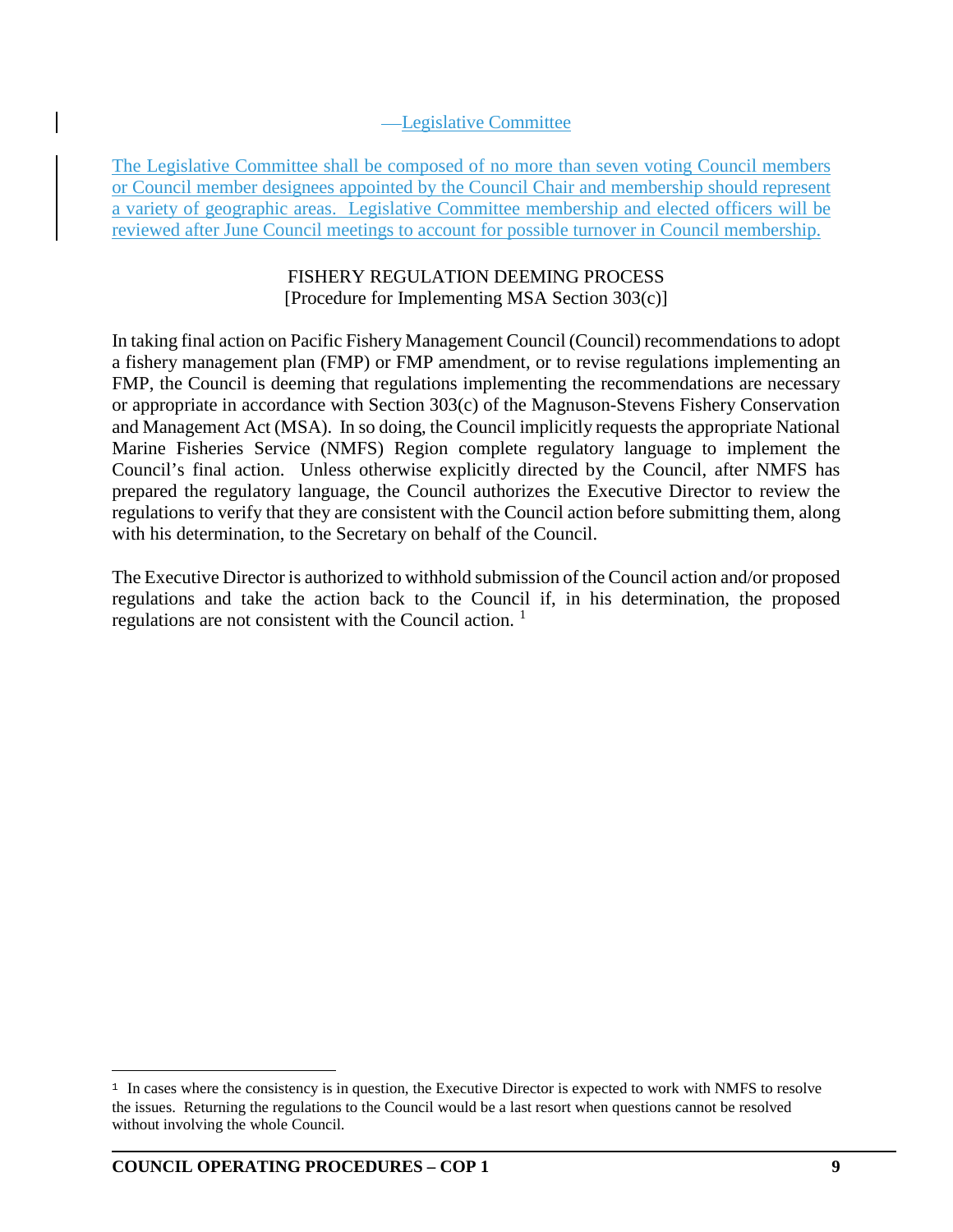Legislative Committee

The Legislative Committee shall be composed of no more than seven voting Council members or Council member designees appointed by the Council Chair and membership should represent a variety of geographic areas. Legislative Committee membership and elected officers will be reviewed after June Council meetings to account for possible turnover in Council membership.

FISHERY REGULATION DEEMING PROCESS
[Procedure for Implementing MSA Section 303(c)]

In taking final action on Pacific Fishery Management Council (Council) recommendations to adopt a fishery management plan (FMP) or FMP amendment, or to revise regulations implementing an FMP, the Council is deeming that regulations implementing the recommendations are necessary or appropriate in accordance with Section 303(c) of the Magnuson-Stevens Fishery Conservation and Management Act (MSA). In so doing, the Council implicitly requests the appropriate National Marine Fisheries Service (NMFS) Region complete regulatory language to implement the Council's final action. Unless otherwise explicitly directed by the Council, after NMFS has prepared the regulatory language, the Council authorizes the Executive Director to review the regulations to verify that they are consistent with the Council action before submitting them, along with his determination, to the Secretary on behalf of the Council.

The Executive Director is authorized to withhold submission of the Council action and/or proposed regulations and take the action back to the Council if, in his determination, the proposed regulations are not consistent with the Council action. [1]

[1] In cases where the consistency is in question, the Executive Director is expected to work with NMFS to resolve the issues. Returning the regulations to the Council would be a last resort when questions cannot be resolved without involving the whole Council.